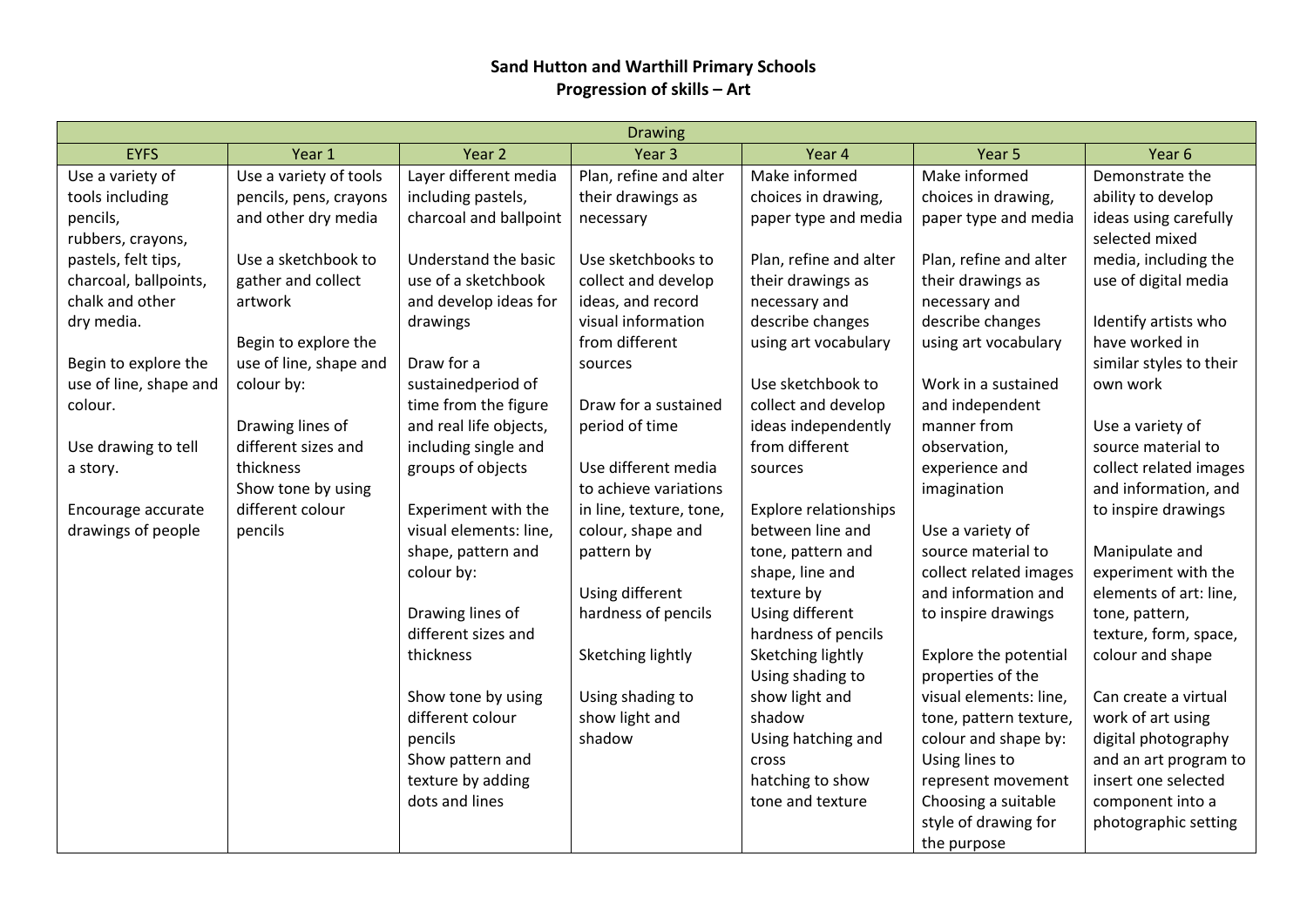**Sand Hutton and Warthill Primary Schools**
**Progression of skills – Art**

| Drawing | | | | | | |
|---|---|---|---|---|---|---|
| EYFS | Year 1 | Year 2 | Year 3 | Year 4 | Year 5 | Year 6 |
| Use a variety of tools including pencils, rubbers, crayons, pastels, felt tips, charcoal, ballpoints, chalk and other dry media.<br><br>Begin to explore the use of line, shape and colour.<br><br>Use drawing to tell a story.<br><br>Encourage accurate drawings of people | Use a variety of tools pencils, pens, crayons and other dry media<br><br>Use a sketchbook to gather and collect artwork<br><br>Begin to explore the use of line, shape and colour by:<br><br>Drawing lines of different sizes and thickness<br>Show tone by using different colour pencils | Layer different media including pastels, charcoal and ballpoint<br><br>Understand the basic use of a sketchbook and develop ideas for drawings<br><br>Draw for a sustainedperiod of time from the figure and real life objects, including single and groups of objects<br><br>Experiment with the visual elements: line, shape, pattern and colour by:<br><br>Drawing lines of different sizes and thickness<br><br>Show tone by using different colour pencils<br>Show pattern and texture by adding dots and lines | Plan, refine and alter their drawings as necessary<br><br>Use sketchbooks to collect and develop ideas, and record visual information from different sources<br><br>Draw for a sustained period of time<br><br>Use different media to achieve variations in line, texture, tone, colour, shape and pattern by<br><br>Using different hardness of pencils<br><br>Sketching lightly<br><br>Using shading to show light and shadow | Make informed choices in drawing, paper type and media<br><br>Plan, refine and alter their drawings as necessary and describe changes using art vocabulary<br><br>Use sketchbook to collect and develop ideas independently from different sources<br><br>Explore relationships between line and tone, pattern and shape, line and texture by<br>Using different hardness of pencils<br>Sketching lightly<br>Using shading to show light and shadow<br>Using hatching and cross hatching to show tone and texture | Make informed choices in drawing, paper type and media<br><br>Plan, refine and alter their drawings as necessary and describe changes using art vocabulary<br><br>Work in a sustained and independent manner from observation, experience and imagination<br><br>Use a variety of source material to collect related images and information and to inspire drawings<br><br>Explore the potential properties of the visual elements: line, tone, pattern texture, colour and shape by:<br>Using lines to represent movement<br>Choosing a suitable style of drawing for the purpose | Demonstrate the ability to develop ideas using carefully selected mixed media, including the use of digital media<br><br>Identify artists who have worked in similar styles to their own work<br><br>Use a variety of source material to collect related images and information, and to inspire drawings<br><br>Manipulate and experiment with the elements of art: line, tone, pattern, texture, form, space, colour and shape<br><br>Can create a virtual work of art using digital photography and an art program to insert one selected component into a photographic setting |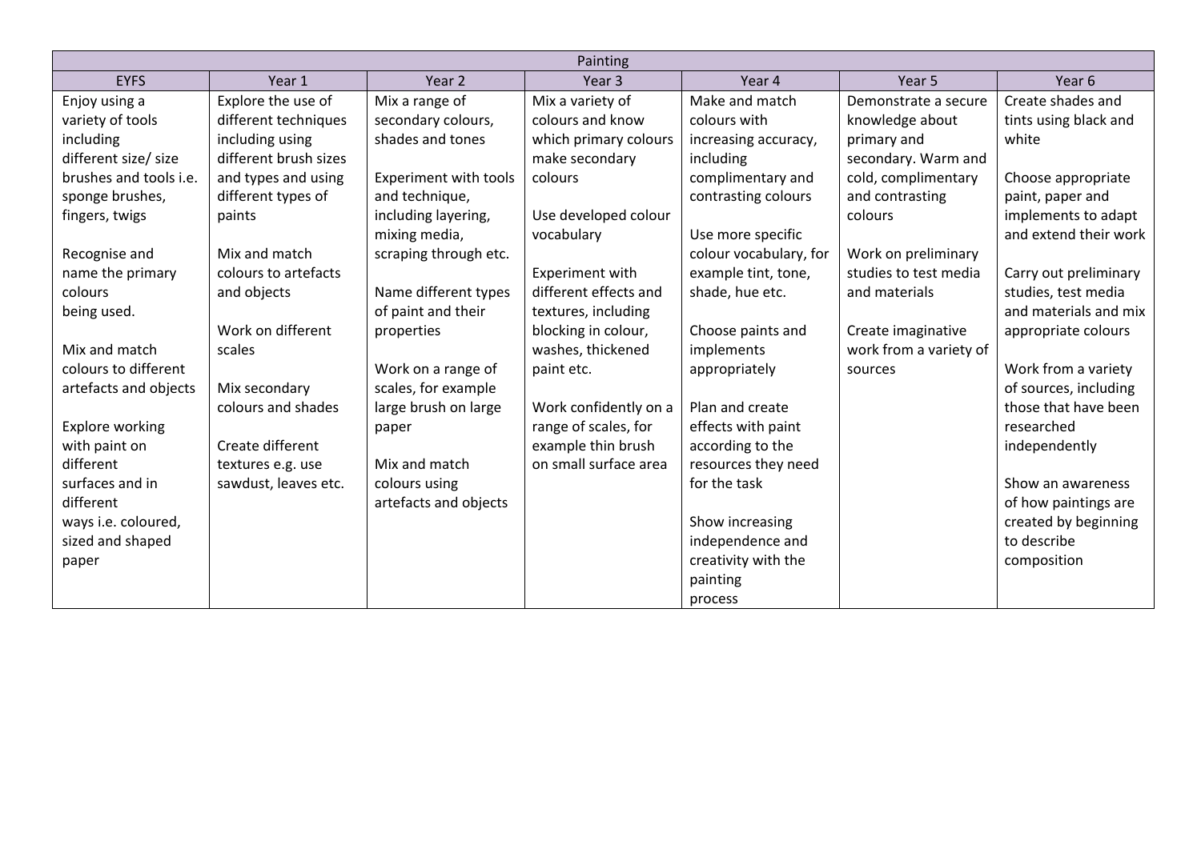| Painting | | | | | | |
|---|---|---|---|---|---|---|
| EYFS | Year 1 | Year 2 | Year 3 | Year 4 | Year 5 | Year 6 |
| Enjoy using a variety of tools including different size/ size brushes and tools i.e. sponge brushes, fingers, twigs<br><br>Recognise and name the primary colours being used.<br><br>Mix and match colours to different artefacts and objects<br><br>Explore working with paint on different surfaces and in different ways i.e. coloured, sized and shaped paper | Explore the use of different techniques including using different brush sizes and types and using different types of paints<br><br>Mix and match colours to artefacts and objects<br><br>Work on different scales<br><br>Mix secondary colours and shades<br><br>Create different textures e.g. use sawdust, leaves etc. | Mix a range of secondary colours, shades and tones<br><br>Experiment with tools and technique, including layering, mixing media, scraping through etc.<br><br>Name different types of paint and their properties<br><br>Work on a range of scales, for example large brush on large paper<br><br>Mix and match colours using artefacts and objects | Mix a variety of colours and know which primary colours make secondary colours<br><br>Use developed colour vocabulary<br><br>Experiment with different effects and textures, including blocking in colour, washes, thickened paint etc.<br><br>Work confidently on a range of scales, for example thin brush on small surface area | Make and match colours with increasing accuracy, including complimentary and contrasting colours<br><br>Use more specific colour vocabulary, for example tint, tone, shade, hue etc.<br><br>Choose paints and implements appropriately<br><br>Plan and create effects with paint according to the resources they need for the task<br><br>Show increasing independence and creativity with the painting process | Demonstrate a secure knowledge about primary and secondary. Warm and cold, complimentary and contrasting colours<br><br>Work on preliminary studies to test media and materials<br><br>Create imaginative work from a variety of sources | Create shades and tints using black and white<br><br>Choose appropriate paint, paper and implements to adapt and extend their work<br><br>Carry out preliminary studies, test media and materials and mix appropriate colours<br><br>Work from a variety of sources, including those that have been researched independently<br><br>Show an awareness of how paintings are created by beginning to describe composition |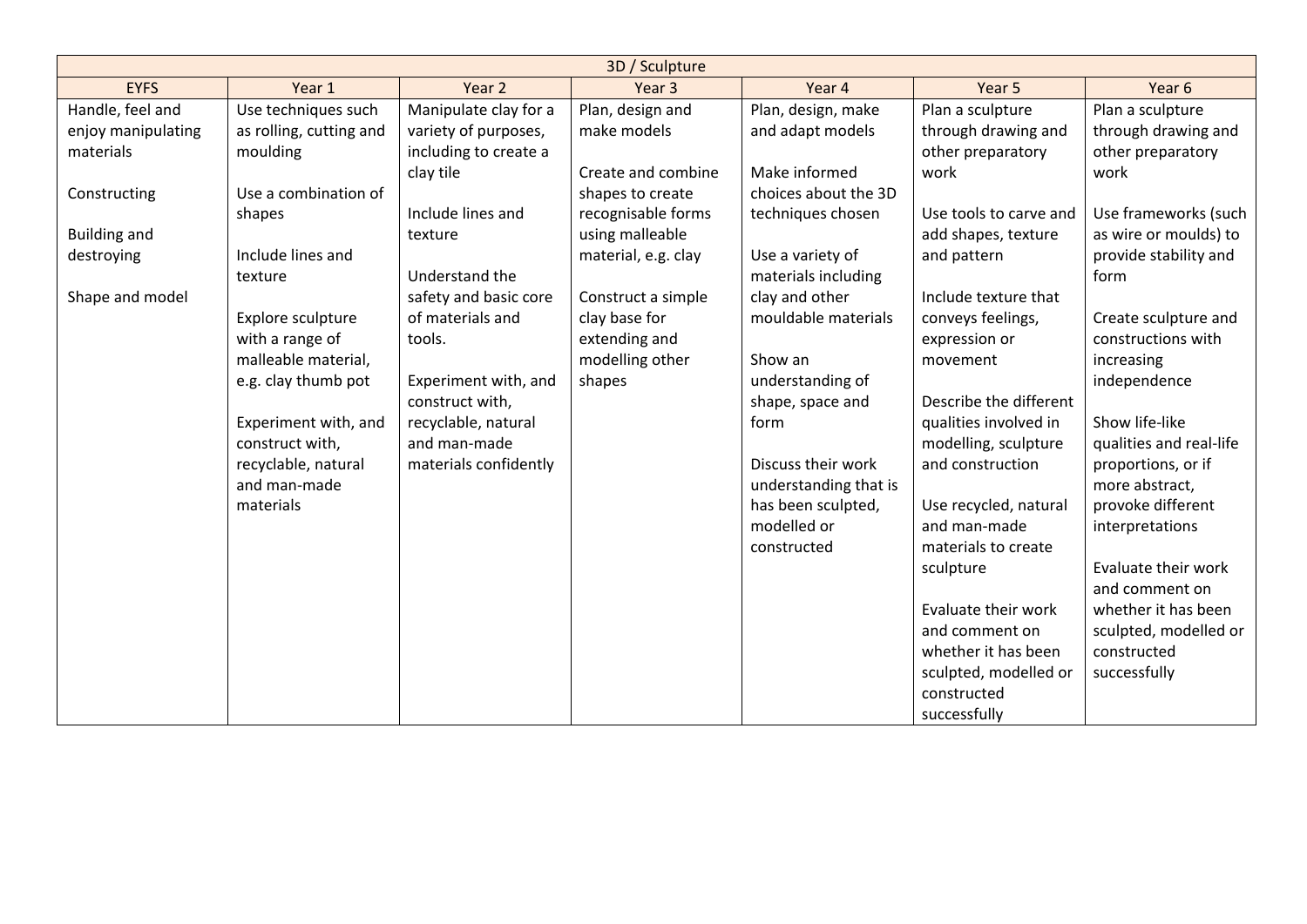| 3D / Sculpture | | | | | | |
|---|---|---|---|---|---|---|
| EYFS | Year 1 | Year 2 | Year 3 | Year 4 | Year 5 | Year 6 |
| Handle, feel and enjoy manipulating materials<br><br>Constructing<br><br>Building and destroying<br><br>Shape and model | Use techniques such as rolling, cutting and moulding<br><br>Use a combination of shapes<br><br>Include lines and texture<br><br>Explore sculpture with a range of malleable material, e.g. clay thumb pot<br><br>Experiment with, and construct with, recyclable, natural and man-made materials | Manipulate clay for a variety of purposes, including to create a clay tile<br><br>Include lines and texture<br><br>Understand the safety and basic core of materials and tools.<br><br>Experiment with, and construct with, recyclable, natural and man-made materials confidently | Plan, design and make models<br><br>Create and combine shapes to create recognisable forms using malleable material, e.g. clay<br><br>Construct a simple clay base for extending and modelling other shapes | Plan, design, make and adapt models<br><br>Make informed choices about the 3D techniques chosen<br><br>Use a variety of materials including clay and other mouldable materials<br><br>Show an understanding of shape, space and form<br><br>Discuss their work understanding that is has been sculpted, modelled or constructed | Plan a sculpture through drawing and other preparatory work<br><br>Use tools to carve and add shapes, texture and pattern<br><br>Include texture that conveys feelings, expression or movement<br><br>Describe the different qualities involved in modelling, sculpture and construction<br><br>Use recycled, natural and man-made materials to create sculpture<br><br>Evaluate their work and comment on whether it has been sculpted, modelled or constructed successfully | Plan a sculpture through drawing and other preparatory work<br><br>Use frameworks (such as wire or moulds) to provide stability and form<br><br>Create sculpture and constructions with increasing independence<br><br>Show life-like qualities and real-life proportions, or if more abstract, provoke different interpretations<br><br>Evaluate their work and comment on whether it has been sculpted, modelled or constructed successfully |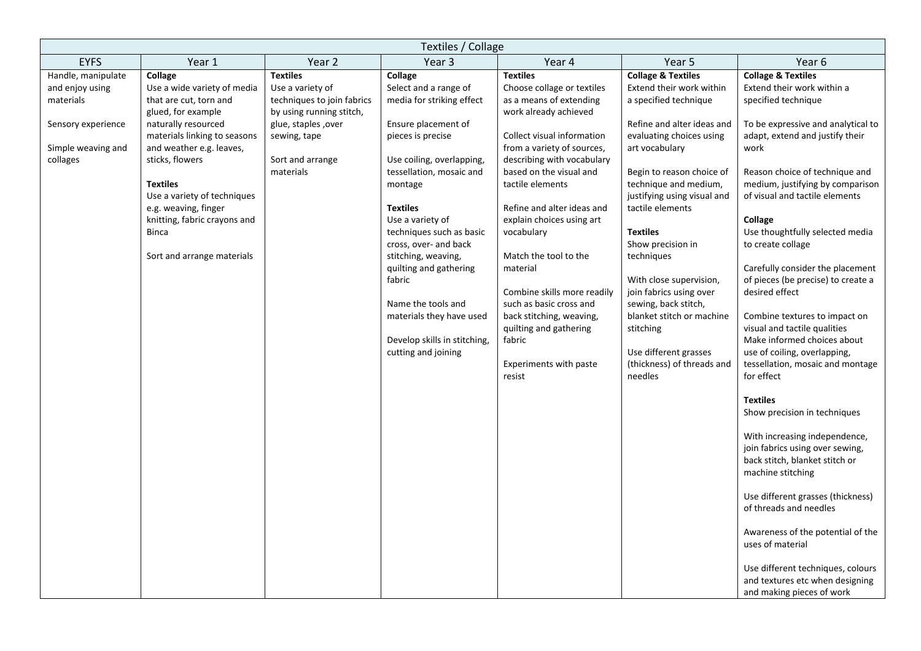| Textiles / Collage | | | | | | |
|---|---|---|---|---|---|---|
| EYFS | Year 1 | Year 2 | Year 3 | Year 4 | Year 5 | Year 6 |
| Handle, manipulate and enjoy using materials<br><br>Sensory experience<br><br>Simple weaving and collages | **Collage**<br>Use a wide variety of media that are cut, torn and glued, for example naturally resourced materials linking to seasons and weather e.g. leaves, sticks, flowers<br><br>**Textiles**<br>Use a variety of techniques e.g. weaving, finger knitting, fabric crayons and Binca<br><br>Sort and arrange materials | **Textiles**<br>Use a variety of techniques to join fabrics by using running stitch, glue, staples ,over sewing, tape<br><br>Sort and arrange materials | **Collage**<br>Select and a range of media for striking effect<br><br>Ensure placement of pieces is precise<br><br>Use coiling, overlapping, tessellation, mosaic and montage<br><br>**Textiles**<br>Use a variety of techniques such as basic cross, over- and back stitching, weaving, quilting and gathering fabric<br><br>Name the tools and materials they have used<br><br>Develop skills in stitching, cutting and joining | **Textiles**<br>Choose collage or textiles as a means of extending work already achieved<br><br>Collect visual information from a variety of sources, describing with vocabulary based on the visual and tactile elements<br><br>Refine and alter ideas and explain choices using art vocabulary<br><br>Match the tool to the material<br><br>Combine skills more readily such as basic cross and back stitching, weaving, quilting and gathering fabric<br><br>Experiments with paste resist | **Collage & Textiles**<br>Extend their work within a specified technique<br><br>Refine and alter ideas and evaluating choices using art vocabulary<br><br>Begin to reason choice of technique and medium, justifying using visual and tactile elements<br><br>**Textiles**<br>Show precision in techniques<br><br>With close supervision, join fabrics using over sewing, back stitch, blanket stitch or machine stitching<br><br>Use different grasses (thickness) of threads and needles | **Collage & Textiles**<br>Extend their work within a specified technique<br><br>To be expressive and analytical to adapt, extend and justify their work<br><br>Reason choice of technique and medium, justifying by comparison of visual and tactile elements<br><br>**Collage**<br>Use thoughtfully selected media to create collage<br><br>Carefully consider the placement of pieces (be precise) to create a desired effect<br><br>Combine textures to impact on visual and tactile qualities<br>Make informed choices about use of coiling, overlapping, tessellation, mosaic and montage for effect<br><br>**Textiles**<br>Show precision in techniques<br><br>With increasing independence, join fabrics using over sewing, back stitch, blanket stitch or machine stitching<br><br>Use different grasses (thickness) of threads and needles<br><br>Awareness of the potential of the uses of material<br><br>Use different techniques, colours and textures etc when designing and making pieces of work |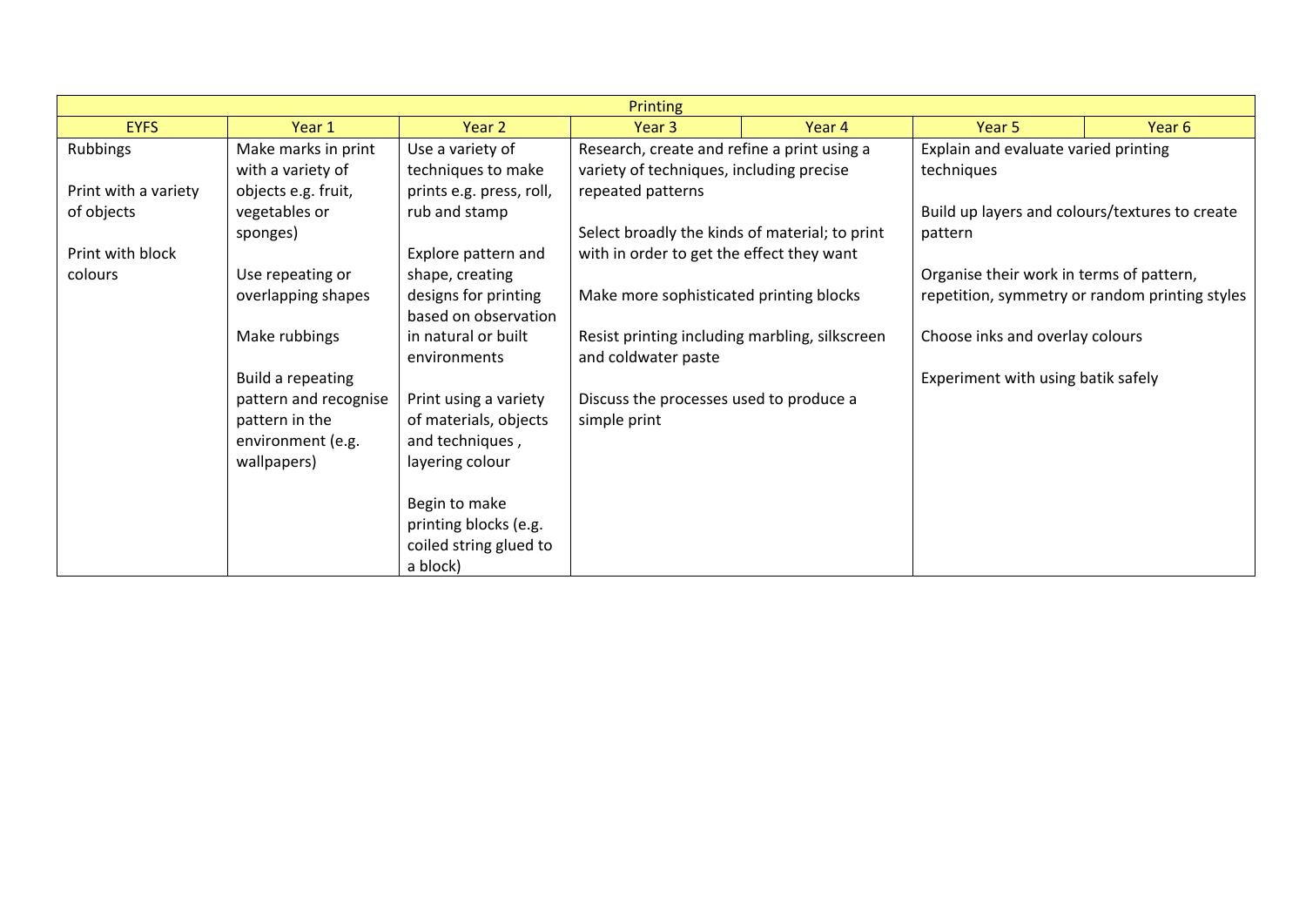| Printing | | | | | | |
|---|---|---|---|---|---|---|
| EYFS | Year 1 | Year 2 | Year 3 | Year 4 | Year 5 | Year 6 |
| Rubbings<br><br>Print with a variety of objects<br><br>Print with block colours | Make marks in print with a variety of objects e.g. fruit, vegetables or sponges)<br><br>Use repeating or overlapping shapes<br><br>Make rubbings<br><br>Build a repeating pattern and recognise pattern in the environment (e.g. wallpapers) | Use a variety of techniques to make prints e.g. press, roll, rub and stamp<br><br>Explore pattern and shape, creating designs for printing based on observation in natural or built environments<br><br>Print using a variety of materials, objects and techniques , layering colour<br><br>Begin to make printing blocks (e.g. coiled string glued to a block) | Research, create and refine a print using a variety of techniques, including precise repeated patterns<br><br>Select broadly the kinds of material; to print with in order to get the effect they want<br><br>Make more sophisticated printing blocks<br><br>Resist printing including marbling, silkscreen and coldwater paste<br><br>Discuss the processes used to produce a simple print | | Explain and evaluate varied printing techniques<br><br>Build up layers and colours/textures to create pattern<br><br>Organise their work in terms of pattern, repetition, symmetry or random printing styles<br><br>Choose inks and overlay colours<br><br>Experiment with using batik safely | |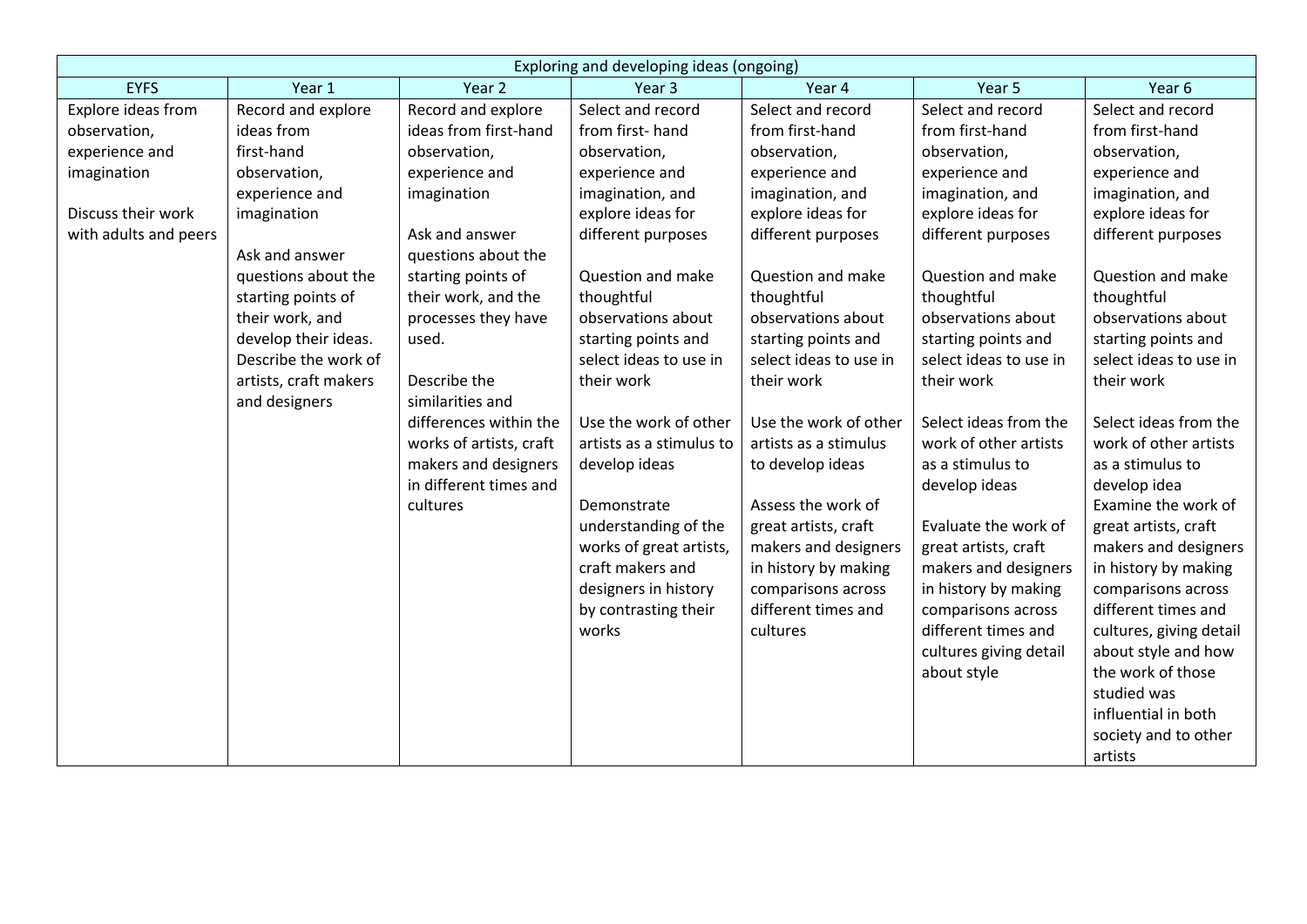| Exploring and developing ideas (ongoing) | | | | | | |
|---|---|---|---|---|---|---|
| EYFS | Year 1 | Year 2 | Year 3 | Year 4 | Year 5 | Year 6 |
| Explore ideas from observation, experience and imagination<br><br>Discuss their work with adults and peers | Record and explore ideas from first-hand observation, experience and imagination<br><br>Ask and answer questions about the starting points of their work, and develop their ideas. Describe the work of artists, craft makers and designers | Record and explore ideas from first-hand observation, experience and imagination<br><br>Ask and answer questions about the starting points of their work, and the processes they have used.<br><br>Describe the similarities and differences within the works of artists, craft makers and designers in different times and cultures | Select and record from first- hand observation, experience and imagination, and explore ideas for different purposes<br><br>Question and make thoughtful observations about starting points and select ideas to use in their work<br><br>Use the work of other artists as a stimulus to develop ideas<br><br>Demonstrate understanding of the works of great artists, craft makers and designers in history by contrasting their works | Select and record from first-hand observation, experience and imagination, and explore ideas for different purposes<br><br>Question and make thoughtful observations about starting points and select ideas to use in their work<br><br>Use the work of other artists as a stimulus to develop ideas<br><br>Assess the work of great artists, craft makers and designers in history by making comparisons across different times and cultures | Select and record from first-hand observation, experience and imagination, and explore ideas for different purposes<br><br>Question and make thoughtful observations about starting points and select ideas to use in their work<br><br>Select ideas from the work of other artists as a stimulus to develop ideas<br><br>Evaluate the work of great artists, craft makers and designers in history by making comparisons across different times and cultures giving detail about style | Select and record from first-hand observation, experience and imagination, and explore ideas for different purposes<br><br>Question and make thoughtful observations about starting points and select ideas to use in their work<br><br>Select ideas from the work of other artists as a stimulus to develop idea<br>Examine the work of great artists, craft makers and designers in history by making comparisons across different times and cultures, giving detail about style and how the work of those studied was influential in both society and to other artists |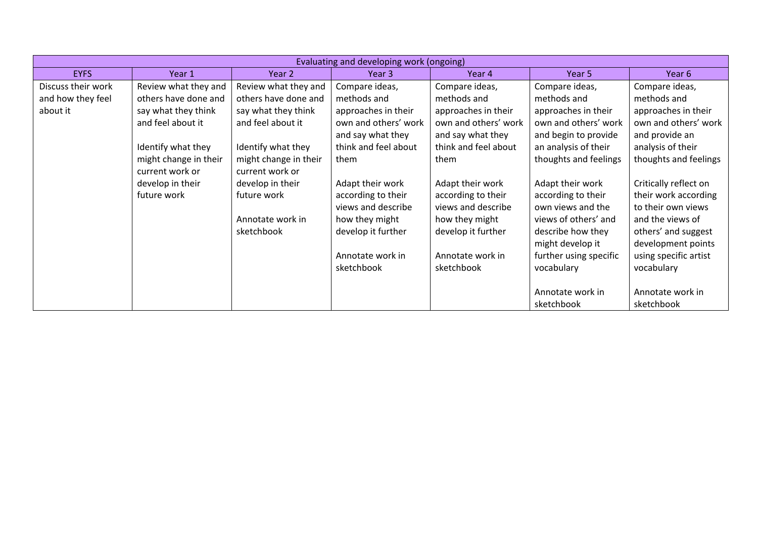| Evaluating and developing work (ongoing) | | | | | | |
|---|---|---|---|---|---|---|
| EYFS | Year 1 | Year 2 | Year 3 | Year 4 | Year 5 | Year 6 |
| Discuss their work and how they feel about it | Review what they and others have done and say what they think and feel about it<br><br>Identify what they might change in their current work or develop in their future work | Review what they and others have done and say what they think and feel about it<br><br>Identify what they might change in their current work or develop in their future work<br><br>Annotate work in sketchbook | Compare ideas, methods and approaches in their own and others' work and say what they think and feel about them<br><br>Adapt their work according to their views and describe how they might develop it further<br><br>Annotate work in sketchbook | Compare ideas, methods and approaches in their own and others' work and say what they think and feel about them<br><br>Adapt their work according to their views and describe how they might develop it further<br><br>Annotate work in sketchbook | Compare ideas, methods and approaches in their own and others' work and begin to provide an analysis of their thoughts and feelings<br><br>Adapt their work according to their own views and the views of others' and describe how they might develop it further using specific vocabulary<br><br>Annotate work in sketchbook | Compare ideas, methods and approaches in their own and others' work and provide an analysis of their thoughts and feelings<br><br>Critically reflect on their work according to their own views and the views of others' and suggest development points using specific artist vocabulary<br><br>Annotate work in sketchbook |